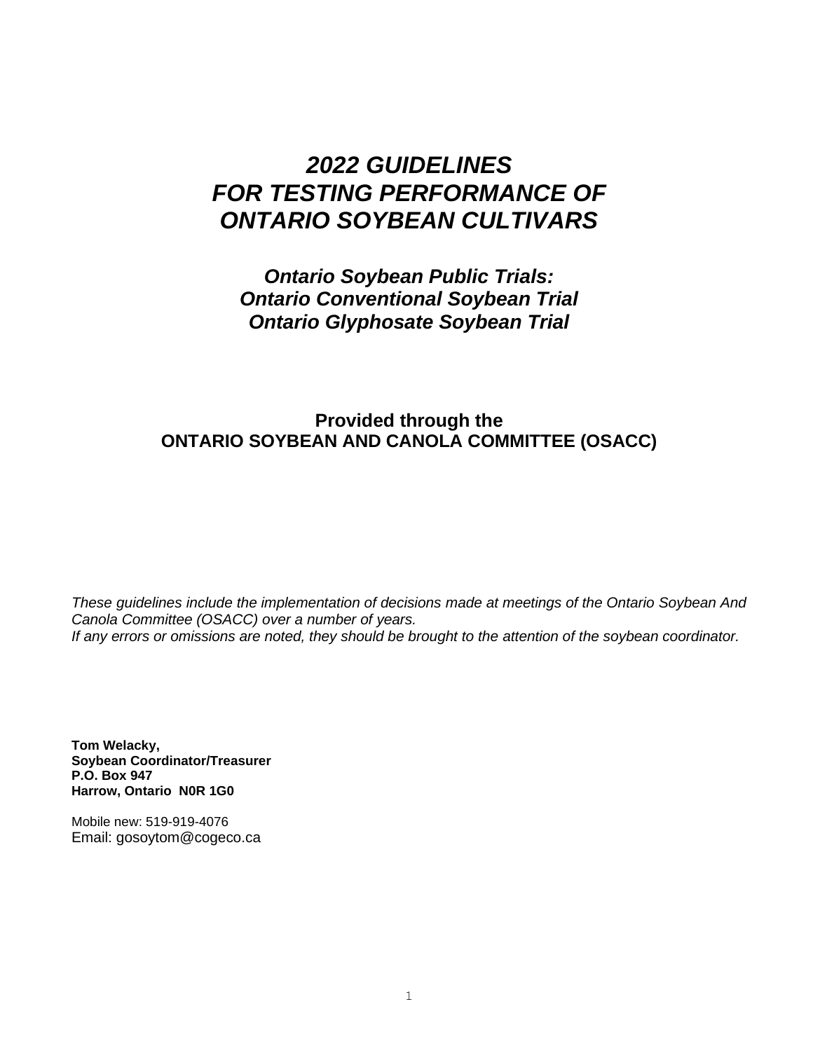# *2022 GUIDELINES FOR TESTING PERFORMANCE OF ONTARIO SOYBEAN CULTIVARS*

## *Ontario Soybean Public Trials: Ontario Conventional Soybean Trial Ontario Glyphosate Soybean Trial*

**Provided through the**
**ONTARIO SOYBEAN AND CANOLA COMMITTEE (OSACC)**

*These guidelines include the implementation of decisions made at meetings of the Ontario Soybean And Canola Committee (OSACC) over a number of years.*
*If any errors or omissions are noted, they should be brought to the attention of the soybean coordinator.*

**Tom Welacky,**
**Soybean Coordinator/Treasurer**
**P.O. Box 947**
**Harrow, Ontario N0R 1G0**

Mobile new: 519-919-4076
Email: gosoytom@cogeco.ca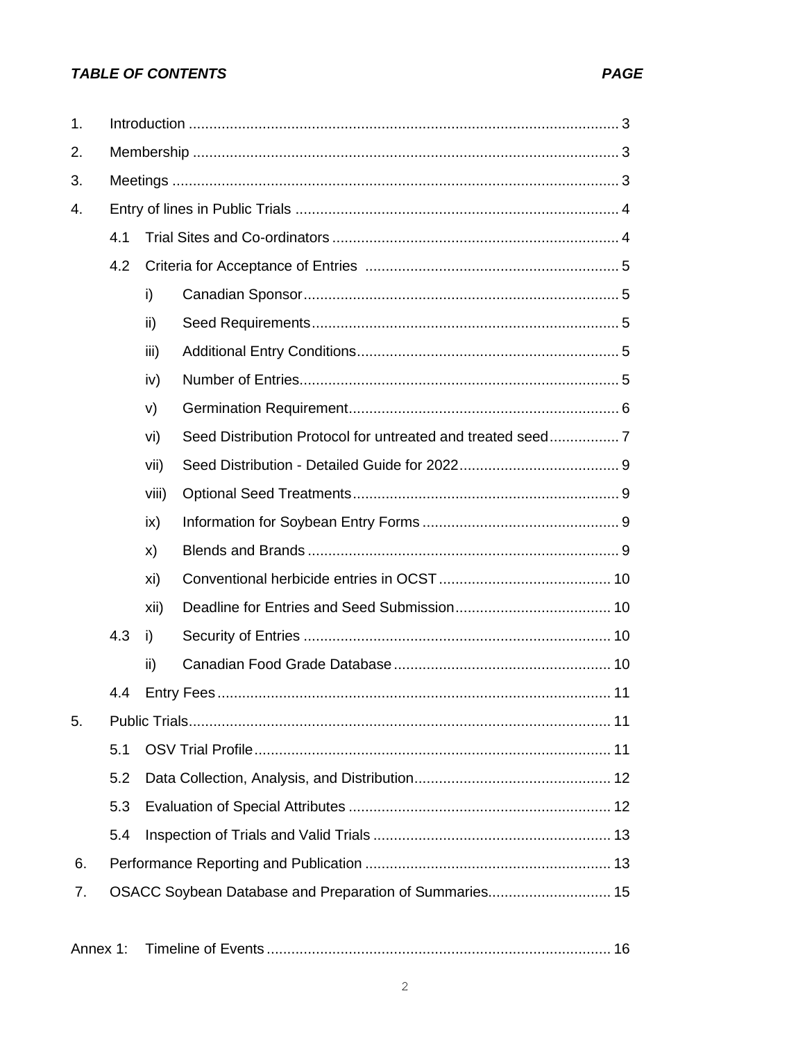***TABLE OF CONTENTS*** ***PAGE***

1. Introduction ........................................................................................................ 3
2. Membership ....................................................................................................... 3
3. Meetings ............................................................................................................ 3
4. Entry of lines in Public Trials .............................................................................. 4
    - 4.1 Trial Sites and Co-ordinators ..................................................................... 4
    - 4.2 Criteria for Acceptance of Entries ............................................................. 5
        - i) Canadian Sponsor ........................................................................... 5
        - ii) Seed Requirements .......................................................................... 5
        - iii) Additional Entry Conditions .............................................................. 5
        - iv) Number of Entries ............................................................................ 5
        - v) Germination Requirement ................................................................ 6
        - vi) Seed Distribution Protocol for untreated and treated seed ................ 7
        - vii) Seed Distribution - Detailed Guide for 2022 ...................................... 9
        - viii) Optional Seed Treatments ............................................................... 9
        - ix) Information for Soybean Entry Forms ............................................... 9
        - x) Blends and Brands ........................................................................... 9
        - xi) Conventional herbicide entries in OCST .......................................... 10
        - xii) Deadline for Entries and Seed Submission ...................................... 10
    - 4.3
        - i) Security of Entries .......................................................................... 10
        - ii) Canadian Food Grade Database .................................................... 10
    - 4.4 Entry Fees ............................................................................................... 11
5. Public Trials ...................................................................................................... 11
    - 5.1 OSV Trial Profile ...................................................................................... 11
    - 5.2 Data Collection, Analysis, and Distribution ............................................... 12
    - 5.3 Evaluation of Special Attributes ............................................................... 12
    - 5.4 Inspection of Trials and Valid Trials ......................................................... 13
6. Performance Reporting and Publication ........................................................... 13
7. OSACC Soybean Database and Preparation of Summaries ............................. 15

Annex 1: Timeline of Events ................................................................................... 16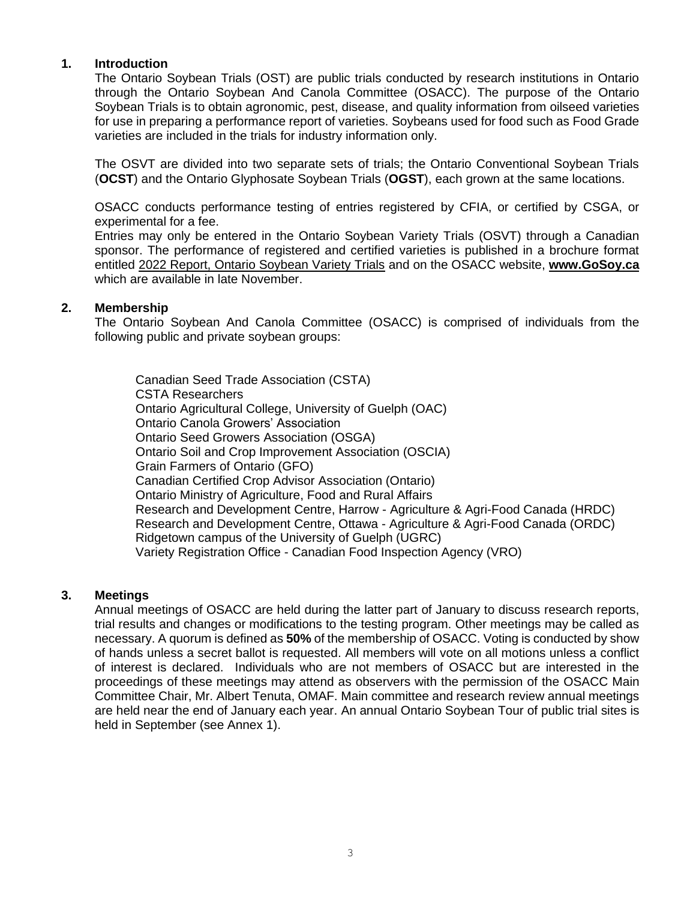## 1. Introduction

The Ontario Soybean Trials (OST) are public trials conducted by research institutions in Ontario through the Ontario Soybean And Canola Committee (OSACC). The purpose of the Ontario Soybean Trials is to obtain agronomic, pest, disease, and quality information from oilseed varieties for use in preparing a performance report of varieties. Soybeans used for food such as Food Grade varieties are included in the trials for industry information only.

The OSVT are divided into two separate sets of trials; the Ontario Conventional Soybean Trials (**OCST**) and the Ontario Glyphosate Soybean Trials (**OGST**), each grown at the same locations.

OSACC conducts performance testing of entries registered by CFIA, or certified by CSGA, or experimental for a fee.

Entries may only be entered in the Ontario Soybean Variety Trials (OSVT) through a Canadian sponsor. The performance of registered and certified varieties is published in a brochure format entitled 2022 Report, Ontario Soybean Variety Trials and on the OSACC website, **www.GoSoy.ca** which are available in late November.

## 2. Membership

The Ontario Soybean And Canola Committee (OSACC) is comprised of individuals from the following public and private soybean groups:

- Canadian Seed Trade Association (CSTA)
- CSTA Researchers
- Ontario Agricultural College, University of Guelph (OAC)
- Ontario Canola Growers' Association
- Ontario Seed Growers Association (OSGA)
- Ontario Soil and Crop Improvement Association (OSCIA)
- Grain Farmers of Ontario (GFO)
- Canadian Certified Crop Advisor Association (Ontario)
- Ontario Ministry of Agriculture, Food and Rural Affairs
- Research and Development Centre, Harrow - Agriculture & Agri-Food Canada (HRDC)
- Research and Development Centre, Ottawa - Agriculture & Agri-Food Canada (ORDC)
- Ridgetown campus of the University of Guelph (UGRC)
- Variety Registration Office - Canadian Food Inspection Agency (VRO)

## 3. Meetings

Annual meetings of OSACC are held during the latter part of January to discuss research reports, trial results and changes or modifications to the testing program. Other meetings may be called as necessary. A quorum is defined as **50%** of the membership of OSACC. Voting is conducted by show of hands unless a secret ballot is requested. All members will vote on all motions unless a conflict of interest is declared. Individuals who are not members of OSACC but are interested in the proceedings of these meetings may attend as observers with the permission of the OSACC Main Committee Chair, Mr. Albert Tenuta, OMAF. Main committee and research review annual meetings are held near the end of January each year. An annual Ontario Soybean Tour of public trial sites is held in September (see Annex 1).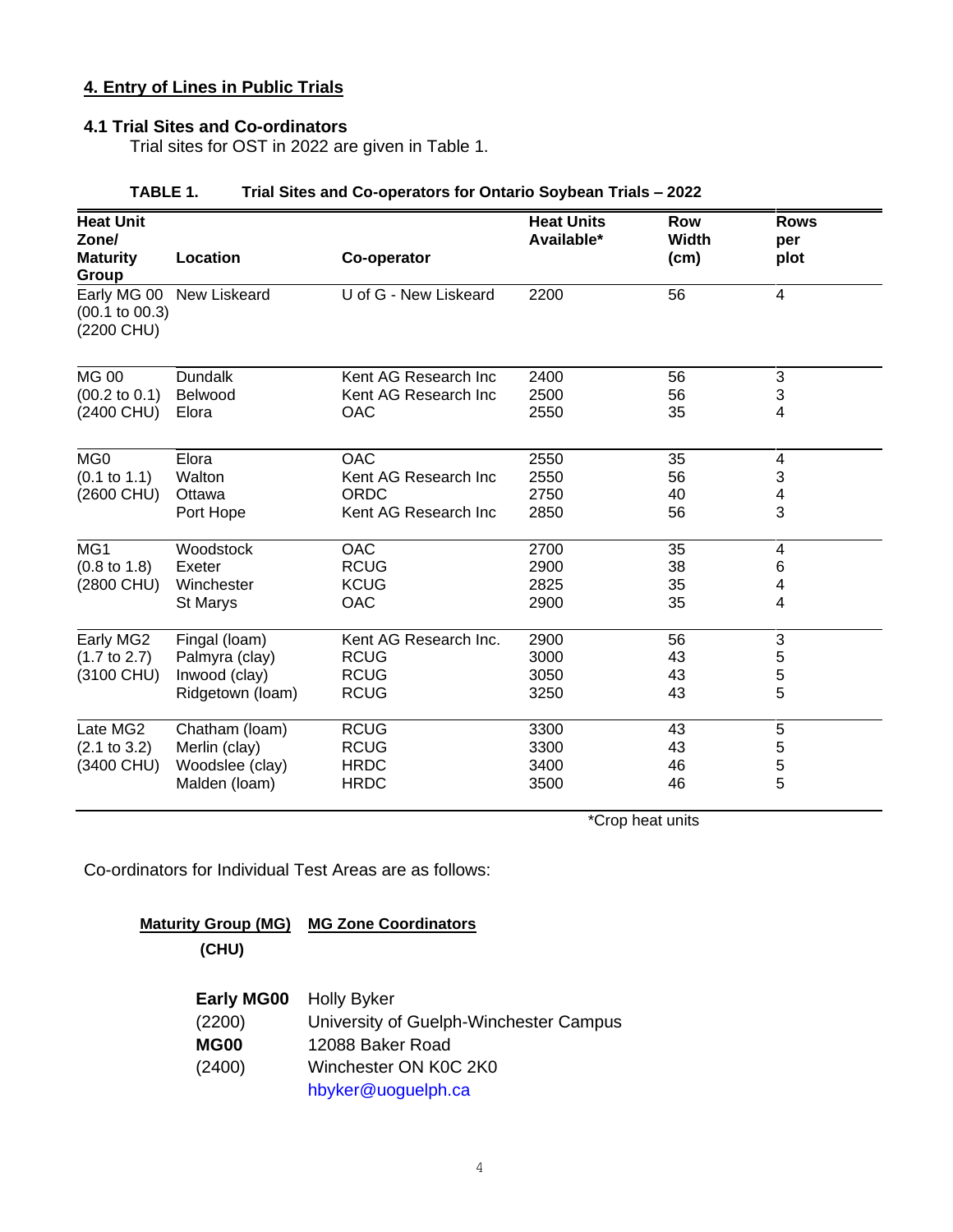## 4. Entry of Lines in Public Trials

### 4.1 Trial Sites and Co-ordinators

Trial sites for OST in 2022 are given in Table 1.

**TABLE 1. Trial Sites and Co-operators for Ontario Soybean Trials – 2022**

| Heat Unit Zone/ Maturity Group | Location | Co-operator | Heat Units Available* | Row Width (cm) | Rows per plot |
|---|---|---|---|---|---|
| Early MG 00 (00.1 to 00.3) (2200 CHU) | New Liskeard | U of G - New Liskeard | 2200 | 56 | 4 |
| MG 00 (00.2 to 0.1) (2400 CHU) | Dundalk | Kent AG Research Inc | 2400 | 56 | 3 |
| | Belwood | Kent AG Research Inc | 2500 | 56 | 3 |
| | Elora | OAC | 2550 | 35 | 4 |
| MG0 (0.1 to 1.1) (2600 CHU) | Elora | OAC | 2550 | 35 | 4 |
| | Walton | Kent AG Research Inc | 2550 | 56 | 3 |
| | Ottawa | ORDC | 2750 | 40 | 4 |
| | Port Hope | Kent AG Research Inc | 2850 | 56 | 3 |
| MG1 (0.8 to 1.8) (2800 CHU) | Woodstock | OAC | 2700 | 35 | 4 |
| | Exeter | RCUG | 2900 | 38 | 6 |
| | Winchester | KCUG | 2825 | 35 | 4 |
| | St Marys | OAC | 2900 | 35 | 4 |
| Early MG2 (1.7 to 2.7) (3100 CHU) | Fingal (loam) | Kent AG Research Inc. | 2900 | 56 | 3 |
| | Palmyra (clay) | RCUG | 3000 | 43 | 5 |
| | Inwood (clay) | RCUG | 3050 | 43 | 5 |
| | Ridgetown (loam) | RCUG | 3250 | 43 | 5 |
| Late MG2 (2.1 to 3.2) (3400 CHU) | Chatham (loam) | RCUG | 3300 | 43 | 5 |
| | Merlin (clay) | RCUG | 3300 | 43 | 5 |
| | Woodslee (clay) | HRDC | 3400 | 46 | 5 |
| | Malden (loam) | HRDC | 3500 | 46 | 5 |

*Crop heat units

Co-ordinators for Individual Test Areas are as follows:

| Maturity Group (MG) (CHU) | MG Zone Coordinators |
|---|---|
| **Early MG00** (2200) **MG00** (2400) | Holly Byker<br>University of Guelph-Winchester Campus<br>12088 Baker Road<br>Winchester ON K0C 2K0<br>hbyker@uoguelph.ca |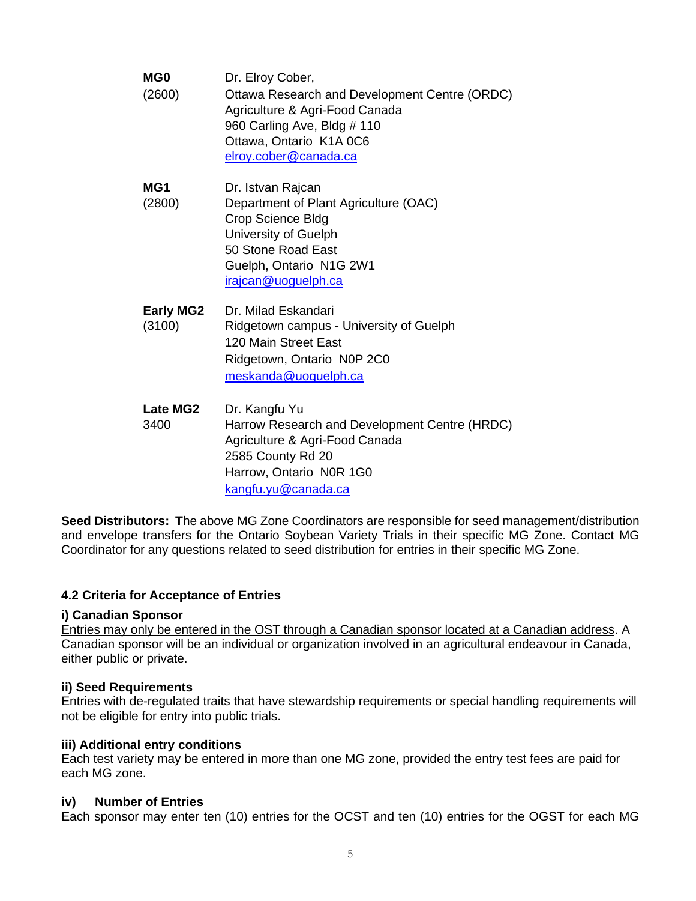**MG0** (2600)

Dr. Elroy Cober,
Ottawa Research and Development Centre (ORDC)
Agriculture & Agri-Food Canada
960 Carling Ave, Bldg # 110
Ottawa, Ontario K1A 0C6
elroy.cober@canada.ca

**MG1** (2800)

Dr. Istvan Rajcan
Department of Plant Agriculture (OAC)
Crop Science Bldg
University of Guelph
50 Stone Road East
Guelph, Ontario N1G 2W1
irajcan@uoguelph.ca

**Early MG2** (3100)

Dr. Milad Eskandari
Ridgetown campus - University of Guelph
120 Main Street East
Ridgetown, Ontario N0P 2C0
meskanda@uoguelph.ca

**Late MG2** 3400

Dr. Kangfu Yu
Harrow Research and Development Centre (HRDC)
Agriculture & Agri-Food Canada
2585 County Rd 20
Harrow, Ontario N0R 1G0
kangfu.yu@canada.ca

**Seed Distributors: T**he above MG Zone Coordinators are responsible for seed management/distribution and envelope transfers for the Ontario Soybean Variety Trials in their specific MG Zone. Contact MG Coordinator for any questions related to seed distribution for entries in their specific MG Zone.

### 4.2 Criteria for Acceptance of Entries

**i) Canadian Sponsor**

Entries may only be entered in the OST through a Canadian sponsor located at a Canadian address. A Canadian sponsor will be an individual or organization involved in an agricultural endeavour in Canada, either public or private.

**ii) Seed Requirements**

Entries with de-regulated traits that have stewardship requirements or special handling requirements will not be eligible for entry into public trials.

**iii) Additional entry conditions**

Each test variety may be entered in more than one MG zone, provided the entry test fees are paid for each MG zone.

**iv) Number of Entries**

Each sponsor may enter ten (10) entries for the OCST and ten (10) entries for the OGST for each MG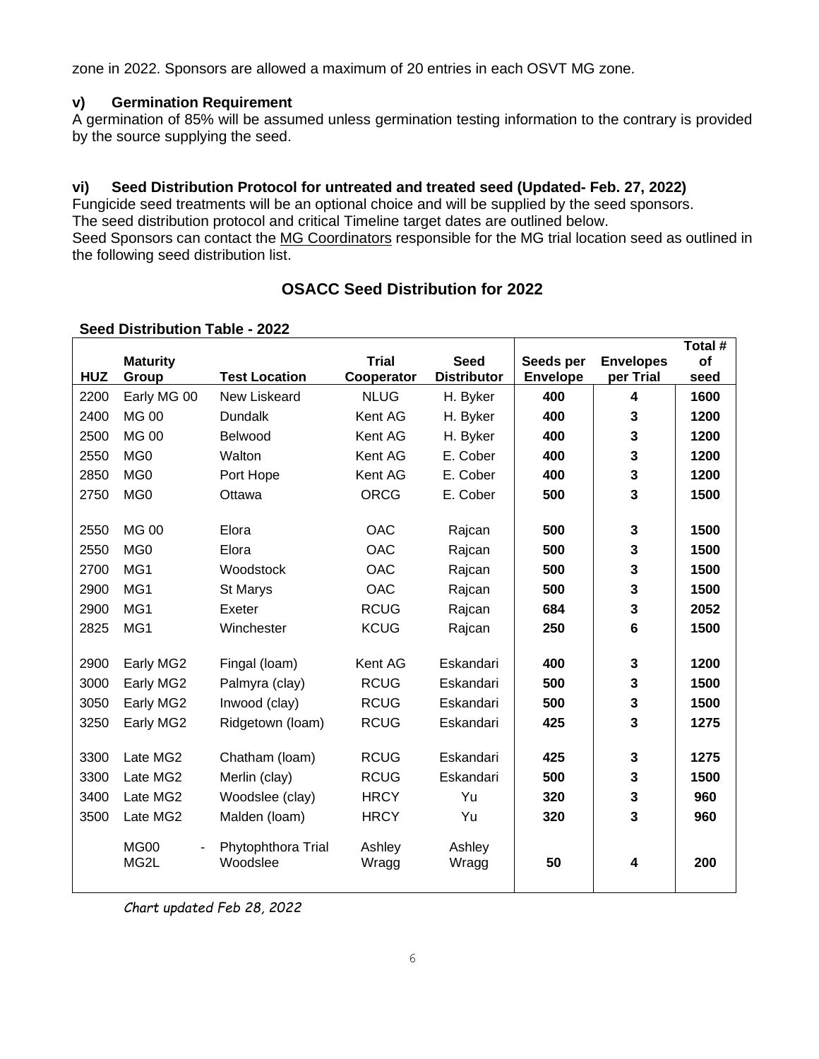zone in 2022. Sponsors are allowed a maximum of 20 entries in each OSVT MG zone.

### v) Germination Requirement

A germination of 85% will be assumed unless germination testing information to the contrary is provided by the source supplying the seed.

### vi) Seed Distribution Protocol for untreated and treated seed (Updated- Feb. 27, 2022)

Fungicide seed treatments will be an optional choice and will be supplied by the seed sponsors.
The seed distribution protocol and critical Timeline target dates are outlined below.
Seed Sponsors can contact the MG Coordinators responsible for the MG trial location seed as outlined in the following seed distribution list.

## OSACC Seed Distribution for 2022

**Seed Distribution Table - 2022**

| HUZ | Maturity Group | Test Location | Trial Cooperator | Seed Distributor | Seeds per Envelope | Envelopes per Trial | Total # of seed |
|---|---|---|---|---|---|---|---|
| 2200 | Early MG 00 | New Liskeard | NLUG | H. Byker | **400** | **4** | **1600** |
| 2400 | MG 00 | Dundalk | Kent AG | H. Byker | **400** | **3** | **1200** |
| 2500 | MG 00 | Belwood | Kent AG | H. Byker | **400** | **3** | **1200** |
| 2550 | MG0 | Walton | Kent AG | E. Cober | **400** | **3** | **1200** |
| 2850 | MG0 | Port Hope | Kent AG | E. Cober | **400** | **3** | **1200** |
| 2750 | MG0 | Ottawa | ORCG | E. Cober | **500** | **3** | **1500** |
| 2550 | MG 00 | Elora | OAC | Rajcan | **500** | **3** | **1500** |
| 2550 | MG0 | Elora | OAC | Rajcan | **500** | **3** | **1500** |
| 2700 | MG1 | Woodstock | OAC | Rajcan | **500** | **3** | **1500** |
| 2900 | MG1 | St Marys | OAC | Rajcan | **500** | **3** | **1500** |
| 2900 | MG1 | Exeter | RCUG | Rajcan | **684** | **3** | **2052** |
| 2825 | MG1 | Winchester | KCUG | Rajcan | **250** | **6** | **1500** |
| 2900 | Early MG2 | Fingal (loam) | Kent AG | Eskandari | **400** | **3** | **1200** |
| 3000 | Early MG2 | Palmyra (clay) | RCUG | Eskandari | **500** | **3** | **1500** |
| 3050 | Early MG2 | Inwood (clay) | RCUG | Eskandari | **500** | **3** | **1500** |
| 3250 | Early MG2 | Ridgetown (loam) | RCUG | Eskandari | **425** | **3** | **1275** |
| 3300 | Late MG2 | Chatham (loam) | RCUG | Eskandari | **425** | **3** | **1275** |
| 3300 | Late MG2 | Merlin (clay) | RCUG | Eskandari | **500** | **3** | **1500** |
| 3400 | Late MG2 | Woodslee (clay) | HRCY | Yu | **320** | **3** | **960** |
| 3500 | Late MG2 | Malden (loam) | HRCY | Yu | **320** | **3** | **960** |
| | MG00 - MG2L | Phytophthora Trial Woodslee | Ashley Wragg | Ashley Wragg | **50** | **4** | **200** |

*Chart updated Feb 28, 2022*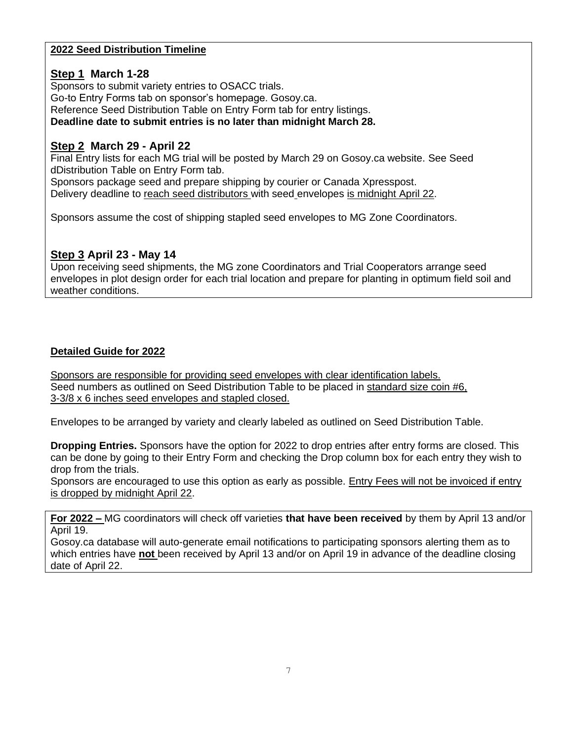**2022 Seed Distribution Timeline**

**Step 1 March 1-28**

Sponsors to submit variety entries to OSACC trials.
Go-to Entry Forms tab on sponsor's homepage. Gosoy.ca.
Reference Seed Distribution Table on Entry Form tab for entry listings.
**Deadline date to submit entries is no later than midnight March 28.**

**Step 2 March 29 - April 22**

Final Entry lists for each MG trial will be posted by March 29 on Gosoy.ca website. See Seed dDistribution Table on Entry Form tab.
Sponsors package seed and prepare shipping by courier or Canada Xpresspost.
Delivery deadline to reach seed distributors with seed envelopes is midnight April 22.

Sponsors assume the cost of shipping stapled seed envelopes to MG Zone Coordinators.

**Step 3 April 23 - May 14**

Upon receiving seed shipments, the MG zone Coordinators and Trial Cooperators arrange seed envelopes in plot design order for each trial location and prepare for planting in optimum field soil and weather conditions.

**Detailed Guide for 2022**

Sponsors are responsible for providing seed envelopes with clear identification labels.
Seed numbers as outlined on Seed Distribution Table to be placed in standard size coin #6, 3-3/8 x 6 inches seed envelopes and stapled closed.

Envelopes to be arranged by variety and clearly labeled as outlined on Seed Distribution Table.

**Dropping Entries.** Sponsors have the option for 2022 to drop entries after entry forms are closed. This can be done by going to their Entry Form and checking the Drop column box for each entry they wish to drop from the trials.
Sponsors are encouraged to use this option as early as possible. Entry Fees will not be invoiced if entry is dropped by midnight April 22.

**For 2022 –** MG coordinators will check off varieties **that have been received** by them by April 13 and/or April 19.
Gosoy.ca database will auto-generate email notifications to participating sponsors alerting them as to which entries have **not** been received by April 13 and/or on April 19 in advance of the deadline closing date of April 22.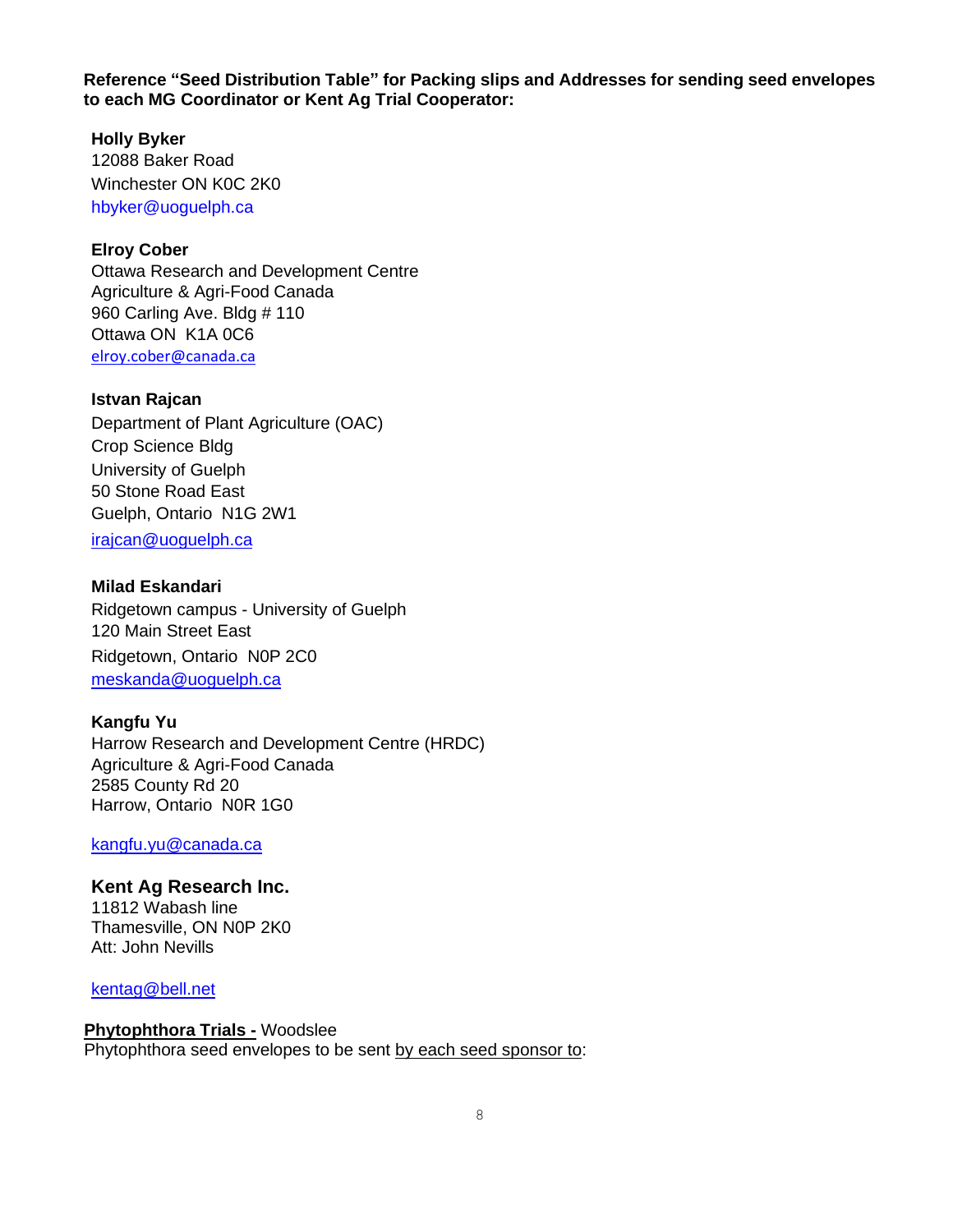**Reference "Seed Distribution Table" for Packing slips and Addresses for sending seed envelopes to each MG Coordinator or Kent Ag Trial Cooperator:**

**Holly Byker**
12088 Baker Road
Winchester ON K0C 2K0
hbyker@uoguelph.ca

**Elroy Cober**
Ottawa Research and Development Centre
Agriculture & Agri-Food Canada
960 Carling Ave. Bldg # 110
Ottawa ON K1A 0C6
elroy.cober@canada.ca

**Istvan Rajcan**
Department of Plant Agriculture (OAC)
Crop Science Bldg
University of Guelph
50 Stone Road East
Guelph, Ontario N1G 2W1
irajcan@uoguelph.ca

**Milad Eskandari**
Ridgetown campus - University of Guelph
120 Main Street East
Ridgetown, Ontario N0P 2C0
meskanda@uoguelph.ca

**Kangfu Yu**
Harrow Research and Development Centre (HRDC)
Agriculture & Agri-Food Canada
2585 County Rd 20
Harrow, Ontario N0R 1G0

kangfu.yu@canada.ca

**Kent Ag Research Inc.**
11812 Wabash line
Thamesville, ON N0P 2K0
Att: John Nevills

kentag@bell.net

**Phytophthora Trials -** Woodslee
Phytophthora seed envelopes to be sent by each seed sponsor to: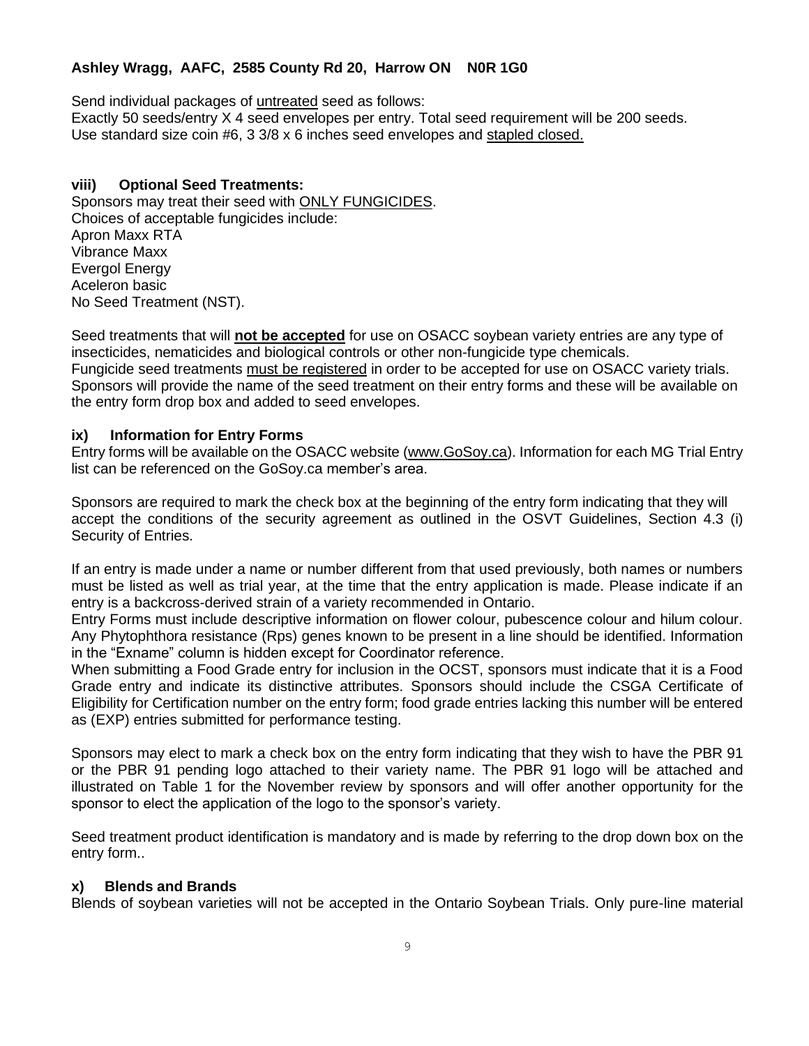**Ashley Wragg, AAFC, 2585 County Rd 20, Harrow ON N0R 1G0**

Send individual packages of untreated seed as follows:
Exactly 50 seeds/entry X 4 seed envelopes per entry. Total seed requirement will be 200 seeds.
Use standard size coin #6, 3 3/8 x 6 inches seed envelopes and stapled closed.

### viii) Optional Seed Treatments:

Sponsors may treat their seed with ONLY FUNGICIDES.
Choices of acceptable fungicides include:
Apron Maxx RTA
Vibrance Maxx
Evergol Energy
Aceleron basic
No Seed Treatment (NST).

Seed treatments that will **not be accepted** for use on OSACC soybean variety entries are any type of insecticides, nematicides and biological controls or other non-fungicide type chemicals.
Fungicide seed treatments must be registered in order to be accepted for use on OSACC variety trials. Sponsors will provide the name of the seed treatment on their entry forms and these will be available on the entry form drop box and added to seed envelopes.

### ix) Information for Entry Forms

Entry forms will be available on the OSACC website (www.GoSoy.ca). Information for each MG Trial Entry list can be referenced on the GoSoy.ca member's area.

Sponsors are required to mark the check box at the beginning of the entry form indicating that they will accept the conditions of the security agreement as outlined in the OSVT Guidelines, Section 4.3 (i) Security of Entries.

If an entry is made under a name or number different from that used previously, both names or numbers must be listed as well as trial year, at the time that the entry application is made. Please indicate if an entry is a backcross-derived strain of a variety recommended in Ontario.
Entry Forms must include descriptive information on flower colour, pubescence colour and hilum colour. Any Phytophthora resistance (Rps) genes known to be present in a line should be identified. Information in the "Exname" column is hidden except for Coordinator reference.
When submitting a Food Grade entry for inclusion in the OCST, sponsors must indicate that it is a Food Grade entry and indicate its distinctive attributes. Sponsors should include the CSGA Certificate of Eligibility for Certification number on the entry form; food grade entries lacking this number will be entered as (EXP) entries submitted for performance testing.

Sponsors may elect to mark a check box on the entry form indicating that they wish to have the PBR 91 or the PBR 91 pending logo attached to their variety name. The PBR 91 logo will be attached and illustrated on Table 1 for the November review by sponsors and will offer another opportunity for the sponsor to elect the application of the logo to the sponsor's variety.

Seed treatment product identification is mandatory and is made by referring to the drop down box on the entry form..

### x) Blends and Brands

Blends of soybean varieties will not be accepted in the Ontario Soybean Trials. Only pure-line material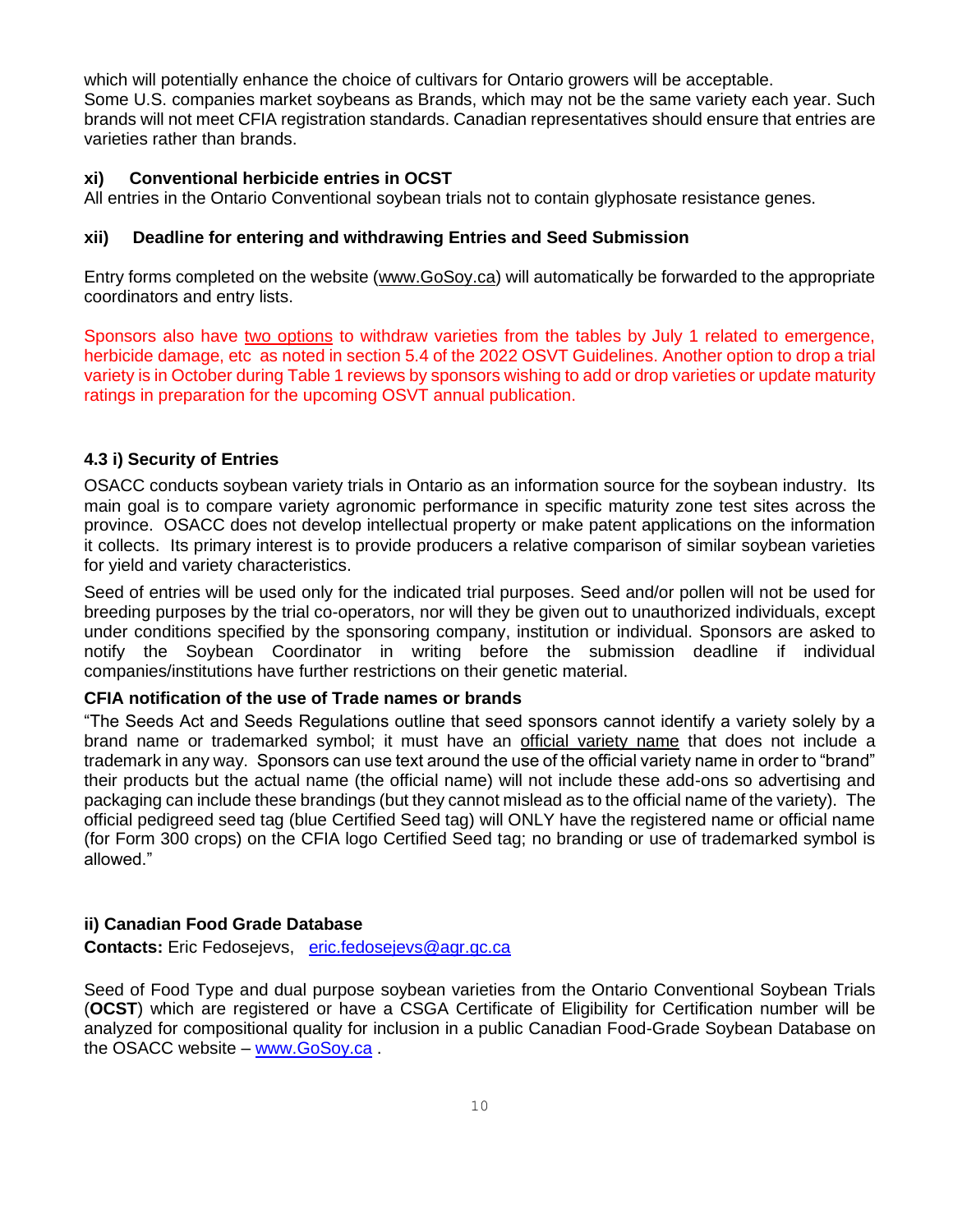which will potentially enhance the choice of cultivars for Ontario growers will be acceptable.
Some U.S. companies market soybeans as Brands, which may not be the same variety each year. Such brands will not meet CFIA registration standards. Canadian representatives should ensure that entries are varieties rather than brands.

### xi) Conventional herbicide entries in OCST

All entries in the Ontario Conventional soybean trials not to contain glyphosate resistance genes.

### xii) Deadline for entering and withdrawing Entries and Seed Submission

Entry forms completed on the website (www.GoSoy.ca) will automatically be forwarded to the appropriate coordinators and entry lists.

Sponsors also have two options to withdraw varieties from the tables by July 1 related to emergence, herbicide damage, etc as noted in section 5.4 of the 2022 OSVT Guidelines. Another option to drop a trial variety is in October during Table 1 reviews by sponsors wishing to add or drop varieties or update maturity ratings in preparation for the upcoming OSVT annual publication.

### 4.3 i) Security of Entries

OSACC conducts soybean variety trials in Ontario as an information source for the soybean industry. Its main goal is to compare variety agronomic performance in specific maturity zone test sites across the province. OSACC does not develop intellectual property or make patent applications on the information it collects. Its primary interest is to provide producers a relative comparison of similar soybean varieties for yield and variety characteristics.

Seed of entries will be used only for the indicated trial purposes. Seed and/or pollen will not be used for breeding purposes by the trial co-operators, nor will they be given out to unauthorized individuals, except under conditions specified by the sponsoring company, institution or individual. Sponsors are asked to notify the Soybean Coordinator in writing before the submission deadline if individual companies/institutions have further restrictions on their genetic material.

**CFIA notification of the use of Trade names or brands**

"The Seeds Act and Seeds Regulations outline that seed sponsors cannot identify a variety solely by a brand name or trademarked symbol; it must have an official variety name that does not include a trademark in any way. Sponsors can use text around the use of the official variety name in order to "brand" their products but the actual name (the official name) will not include these add-ons so advertising and packaging can include these brandings (but they cannot mislead as to the official name of the variety). The official pedigreed seed tag (blue Certified Seed tag) will ONLY have the registered name or official name (for Form 300 crops) on the CFIA logo Certified Seed tag; no branding or use of trademarked symbol is allowed."

### ii) Canadian Food Grade Database

**Contacts:** Eric Fedosejevs, eric.fedosejevs@agr.gc.ca

Seed of Food Type and dual purpose soybean varieties from the Ontario Conventional Soybean Trials (**OCST**) which are registered or have a CSGA Certificate of Eligibility for Certification number will be analyzed for compositional quality for inclusion in a public Canadian Food-Grade Soybean Database on the OSACC website – www.GoSoy.ca .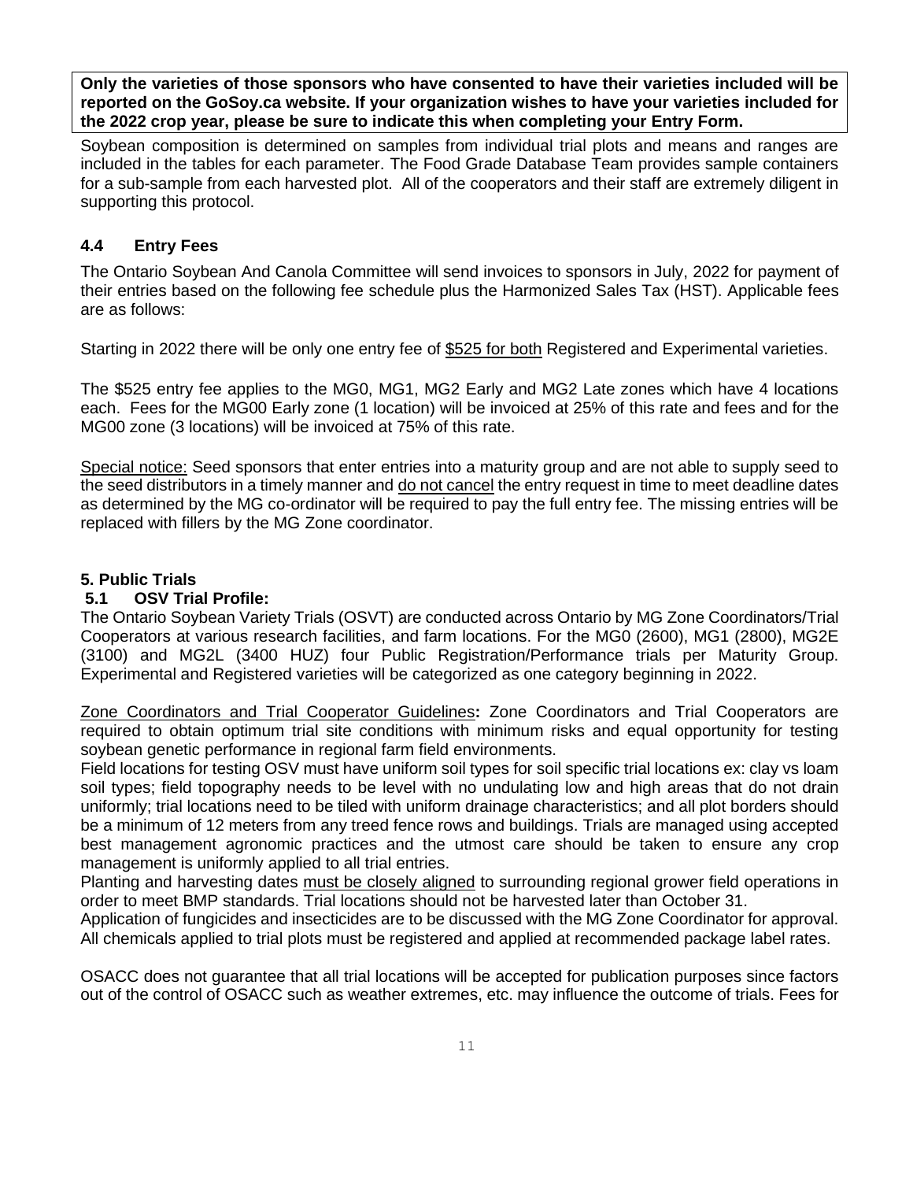**Only the varieties of those sponsors who have consented to have their varieties included will be reported on the GoSoy.ca website. If your organization wishes to have your varieties included for the 2022 crop year, please be sure to indicate this when completing your Entry Form.**

Soybean composition is determined on samples from individual trial plots and means and ranges are included in the tables for each parameter. The Food Grade Database Team provides sample containers for a sub-sample from each harvested plot. All of the cooperators and their staff are extremely diligent in supporting this protocol.

### 4.4 Entry Fees

The Ontario Soybean And Canola Committee will send invoices to sponsors in July, 2022 for payment of their entries based on the following fee schedule plus the Harmonized Sales Tax (HST). Applicable fees are as follows:

Starting in 2022 there will be only one entry fee of <u>\$525 for both</u> Registered and Experimental varieties.

The \$525 entry fee applies to the MG0, MG1, MG2 Early and MG2 Late zones which have 4 locations each. Fees for the MG00 Early zone (1 location) will be invoiced at 25% of this rate and fees and for the MG00 zone (3 locations) will be invoiced at 75% of this rate.

<u>Special notice:</u> Seed sponsors that enter entries into a maturity group and are not able to supply seed to the seed distributors in a timely manner and <u>do not cancel</u> the entry request in time to meet deadline dates as determined by the MG co-ordinator will be required to pay the full entry fee. The missing entries will be replaced with fillers by the MG Zone coordinator.

## 5. Public Trials

### 5.1 OSV Trial Profile:

The Ontario Soybean Variety Trials (OSVT) are conducted across Ontario by MG Zone Coordinators/Trial Cooperators at various research facilities, and farm locations. For the MG0 (2600), MG1 (2800), MG2E (3100) and MG2L (3400 HUZ) four Public Registration/Performance trials per Maturity Group. Experimental and Registered varieties will be categorized as one category beginning in 2022.

<u>Zone Coordinators and Trial Cooperator Guidelines</u>**:** Zone Coordinators and Trial Cooperators are required to obtain optimum trial site conditions with minimum risks and equal opportunity for testing soybean genetic performance in regional farm field environments.

Field locations for testing OSV must have uniform soil types for soil specific trial locations ex: clay vs loam soil types; field topography needs to be level with no undulating low and high areas that do not drain uniformly; trial locations need to be tiled with uniform drainage characteristics; and all plot borders should be a minimum of 12 meters from any treed fence rows and buildings. Trials are managed using accepted best management agronomic practices and the utmost care should be taken to ensure any crop management is uniformly applied to all trial entries.

Planting and harvesting dates <u>must be closely aligned</u> to surrounding regional grower field operations in order to meet BMP standards. Trial locations should not be harvested later than October 31.

Application of fungicides and insecticides are to be discussed with the MG Zone Coordinator for approval. All chemicals applied to trial plots must be registered and applied at recommended package label rates.

OSACC does not guarantee that all trial locations will be accepted for publication purposes since factors out of the control of OSACC such as weather extremes, etc. may influence the outcome of trials. Fees for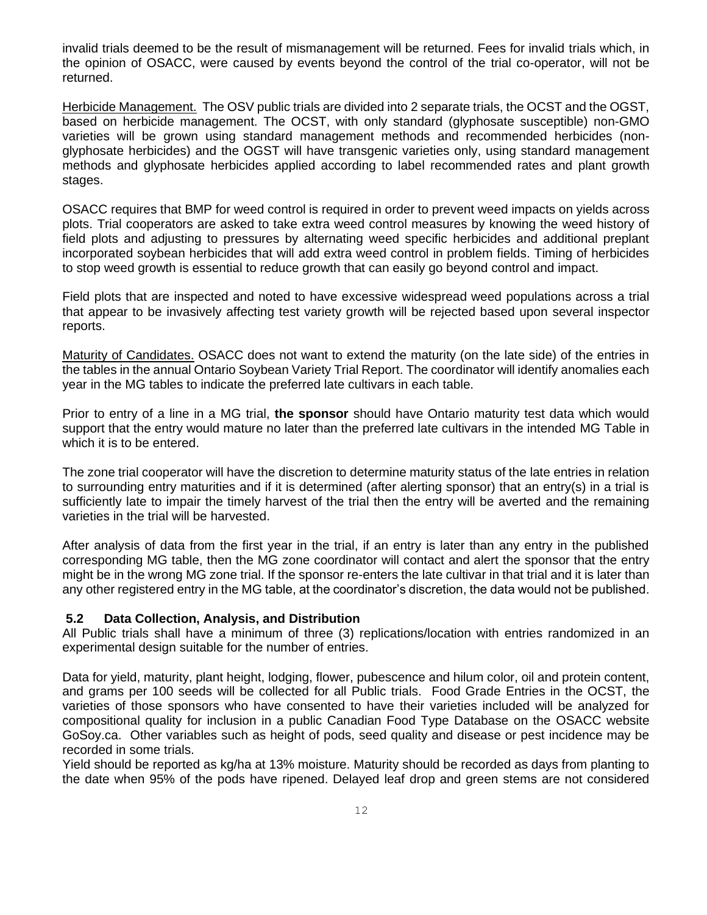invalid trials deemed to be the result of mismanagement will be returned. Fees for invalid trials which, in the opinion of OSACC, were caused by events beyond the control of the trial co-operator, will not be returned.

Herbicide Management. The OSV public trials are divided into 2 separate trials, the OCST and the OGST, based on herbicide management. The OCST, with only standard (glyphosate susceptible) non-GMO varieties will be grown using standard management methods and recommended herbicides (non-glyphosate herbicides) and the OGST will have transgenic varieties only, using standard management methods and glyphosate herbicides applied according to label recommended rates and plant growth stages.

OSACC requires that BMP for weed control is required in order to prevent weed impacts on yields across plots. Trial cooperators are asked to take extra weed control measures by knowing the weed history of field plots and adjusting to pressures by alternating weed specific herbicides and additional preplant incorporated soybean herbicides that will add extra weed control in problem fields. Timing of herbicides to stop weed growth is essential to reduce growth that can easily go beyond control and impact.

Field plots that are inspected and noted to have excessive widespread weed populations across a trial that appear to be invasively affecting test variety growth will be rejected based upon several inspector reports.

Maturity of Candidates. OSACC does not want to extend the maturity (on the late side) of the entries in the tables in the annual Ontario Soybean Variety Trial Report. The coordinator will identify anomalies each year in the MG tables to indicate the preferred late cultivars in each table.

Prior to entry of a line in a MG trial, **the sponsor** should have Ontario maturity test data which would support that the entry would mature no later than the preferred late cultivars in the intended MG Table in which it is to be entered.

The zone trial cooperator will have the discretion to determine maturity status of the late entries in relation to surrounding entry maturities and if it is determined (after alerting sponsor) that an entry(s) in a trial is sufficiently late to impair the timely harvest of the trial then the entry will be averted and the remaining varieties in the trial will be harvested.

After analysis of data from the first year in the trial, if an entry is later than any entry in the published corresponding MG table, then the MG zone coordinator will contact and alert the sponsor that the entry might be in the wrong MG zone trial. If the sponsor re-enters the late cultivar in that trial and it is later than any other registered entry in the MG table, at the coordinator's discretion, the data would not be published.

### 5.2 Data Collection, Analysis, and Distribution

All Public trials shall have a minimum of three (3) replications/location with entries randomized in an experimental design suitable for the number of entries.

Data for yield, maturity, plant height, lodging, flower, pubescence and hilum color, oil and protein content, and grams per 100 seeds will be collected for all Public trials. Food Grade Entries in the OCST, the varieties of those sponsors who have consented to have their varieties included will be analyzed for compositional quality for inclusion in a public Canadian Food Type Database on the OSACC website GoSoy.ca. Other variables such as height of pods, seed quality and disease or pest incidence may be recorded in some trials.

Yield should be reported as kg/ha at 13% moisture. Maturity should be recorded as days from planting to the date when 95% of the pods have ripened. Delayed leaf drop and green stems are not considered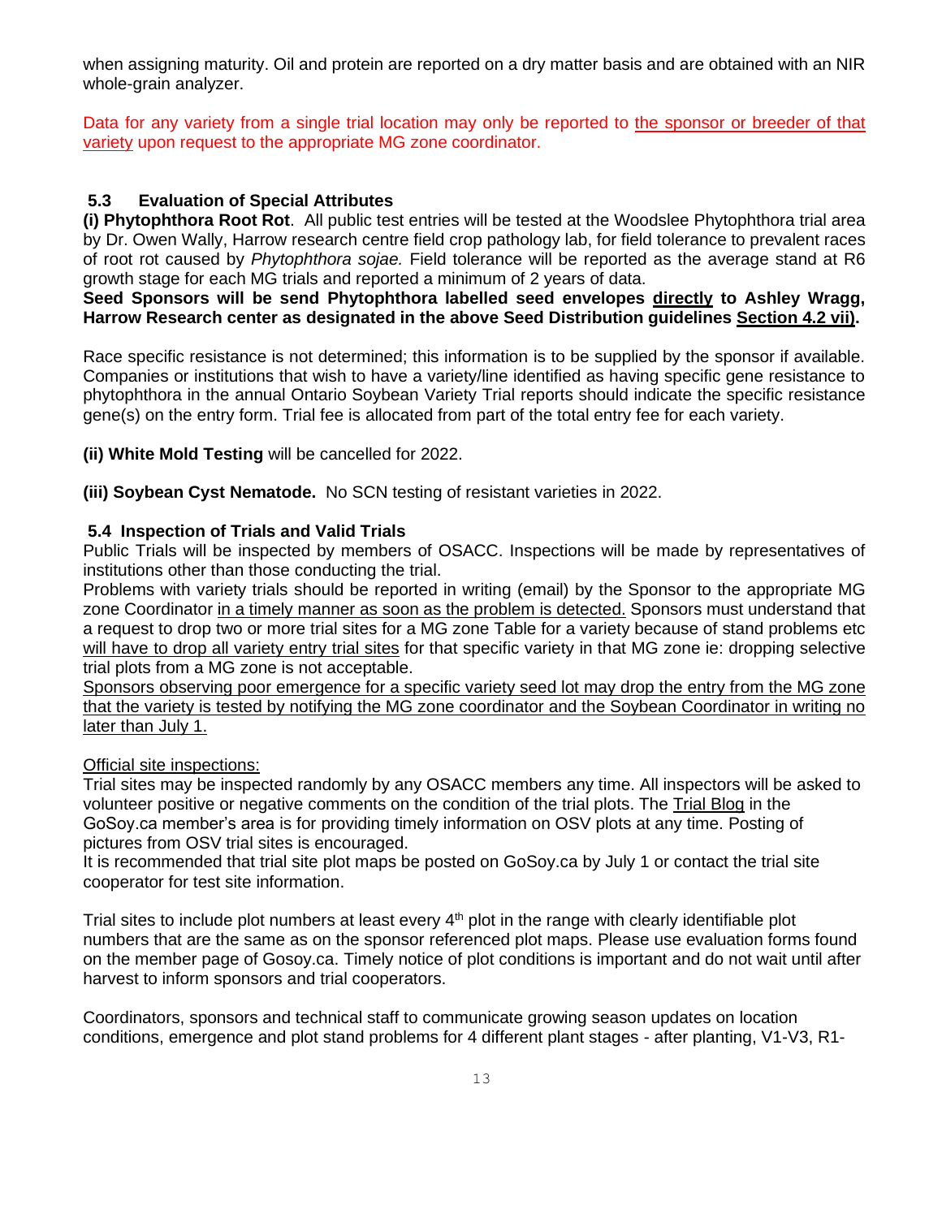when assigning maturity. Oil and protein are reported on a dry matter basis and are obtained with an NIR whole-grain analyzer.

Data for any variety from a single trial location may only be reported to the sponsor or breeder of that variety upon request to the appropriate MG zone coordinator.

### 5.3 Evaluation of Special Attributes

**(i) Phytophthora Root Rot**. All public test entries will be tested at the Woodslee Phytophthora trial area by Dr. Owen Wally, Harrow research centre field crop pathology lab, for field tolerance to prevalent races of root rot caused by *Phytophthora sojae.* Field tolerance will be reported as the average stand at R6 growth stage for each MG trials and reported a minimum of 2 years of data.

**Seed Sponsors will be send Phytophthora labelled seed envelopes directly to Ashley Wragg, Harrow Research center as designated in the above Seed Distribution guidelines Section 4.2 vii).**

Race specific resistance is not determined; this information is to be supplied by the sponsor if available. Companies or institutions that wish to have a variety/line identified as having specific gene resistance to phytophthora in the annual Ontario Soybean Variety Trial reports should indicate the specific resistance gene(s) on the entry form. Trial fee is allocated from part of the total entry fee for each variety.

**(ii) White Mold Testing** will be cancelled for 2022.

**(iii) Soybean Cyst Nematode.** No SCN testing of resistant varieties in 2022.

### 5.4 Inspection of Trials and Valid Trials

Public Trials will be inspected by members of OSACC. Inspections will be made by representatives of institutions other than those conducting the trial.

Problems with variety trials should be reported in writing (email) by the Sponsor to the appropriate MG zone Coordinator in a timely manner as soon as the problem is detected. Sponsors must understand that a request to drop two or more trial sites for a MG zone Table for a variety because of stand problems etc will have to drop all variety entry trial sites for that specific variety in that MG zone ie: dropping selective trial plots from a MG zone is not acceptable.

Sponsors observing poor emergence for a specific variety seed lot may drop the entry from the MG zone that the variety is tested by notifying the MG zone coordinator and the Soybean Coordinator in writing no later than July 1.

Official site inspections:

Trial sites may be inspected randomly by any OSACC members any time. All inspectors will be asked to volunteer positive or negative comments on the condition of the trial plots. The Trial Blog in the GoSoy.ca member's area is for providing timely information on OSV plots at any time. Posting of pictures from OSV trial sites is encouraged.

It is recommended that trial site plot maps be posted on GoSoy.ca by July 1 or contact the trial site cooperator for test site information.

Trial sites to include plot numbers at least every 4th plot in the range with clearly identifiable plot numbers that are the same as on the sponsor referenced plot maps. Please use evaluation forms found on the member page of Gosoy.ca. Timely notice of plot conditions is important and do not wait until after harvest to inform sponsors and trial cooperators.

Coordinators, sponsors and technical staff to communicate growing season updates on location conditions, emergence and plot stand problems for 4 different plant stages - after planting, V1-V3, R1-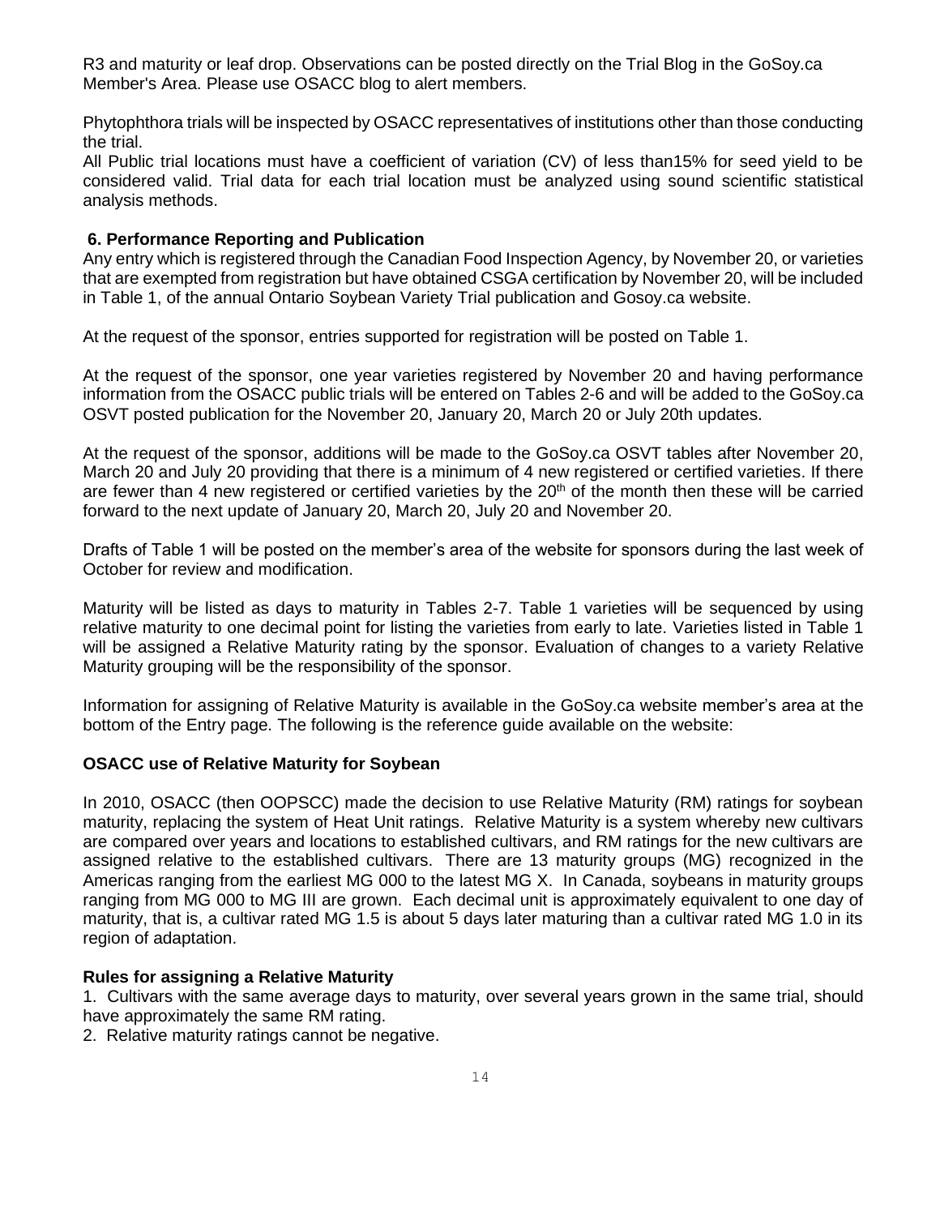R3 and maturity or leaf drop. Observations can be posted directly on the Trial Blog in the GoSoy.ca Member's Area. Please use OSACC blog to alert members.

Phytophthora trials will be inspected by OSACC representatives of institutions other than those conducting the trial.
All Public trial locations must have a coefficient of variation (CV) of less than15% for seed yield to be considered valid. Trial data for each trial location must be analyzed using sound scientific statistical analysis methods.

### 6. Performance Reporting and Publication

Any entry which is registered through the Canadian Food Inspection Agency, by November 20, or varieties that are exempted from registration but have obtained CSGA certification by November 20, will be included in Table 1, of the annual Ontario Soybean Variety Trial publication and Gosoy.ca website.

At the request of the sponsor, entries supported for registration will be posted on Table 1.

At the request of the sponsor, one year varieties registered by November 20 and having performance information from the OSACC public trials will be entered on Tables 2-6 and will be added to the GoSoy.ca OSVT posted publication for the November 20, January 20, March 20 or July 20th updates.

At the request of the sponsor, additions will be made to the GoSoy.ca OSVT tables after November 20, March 20 and July 20 providing that there is a minimum of 4 new registered or certified varieties. If there are fewer than 4 new registered or certified varieties by the 20th of the month then these will be carried forward to the next update of January 20, March 20, July 20 and November 20.

Drafts of Table 1 will be posted on the member's area of the website for sponsors during the last week of October for review and modification.

Maturity will be listed as days to maturity in Tables 2-7. Table 1 varieties will be sequenced by using relative maturity to one decimal point for listing the varieties from early to late. Varieties listed in Table 1 will be assigned a Relative Maturity rating by the sponsor. Evaluation of changes to a variety Relative Maturity grouping will be the responsibility of the sponsor.

Information for assigning of Relative Maturity is available in the GoSoy.ca website member's area at the bottom of the Entry page. The following is the reference guide available on the website:

### OSACC use of Relative Maturity for Soybean

In 2010, OSACC (then OOPSCC) made the decision to use Relative Maturity (RM) ratings for soybean maturity, replacing the system of Heat Unit ratings. Relative Maturity is a system whereby new cultivars are compared over years and locations to established cultivars, and RM ratings for the new cultivars are assigned relative to the established cultivars. There are 13 maturity groups (MG) recognized in the Americas ranging from the earliest MG 000 to the latest MG X. In Canada, soybeans in maturity groups ranging from MG 000 to MG III are grown. Each decimal unit is approximately equivalent to one day of maturity, that is, a cultivar rated MG 1.5 is about 5 days later maturing than a cultivar rated MG 1.0 in its region of adaptation.

### Rules for assigning a Relative Maturity

1. Cultivars with the same average days to maturity, over several years grown in the same trial, should have approximately the same RM rating.
2. Relative maturity ratings cannot be negative.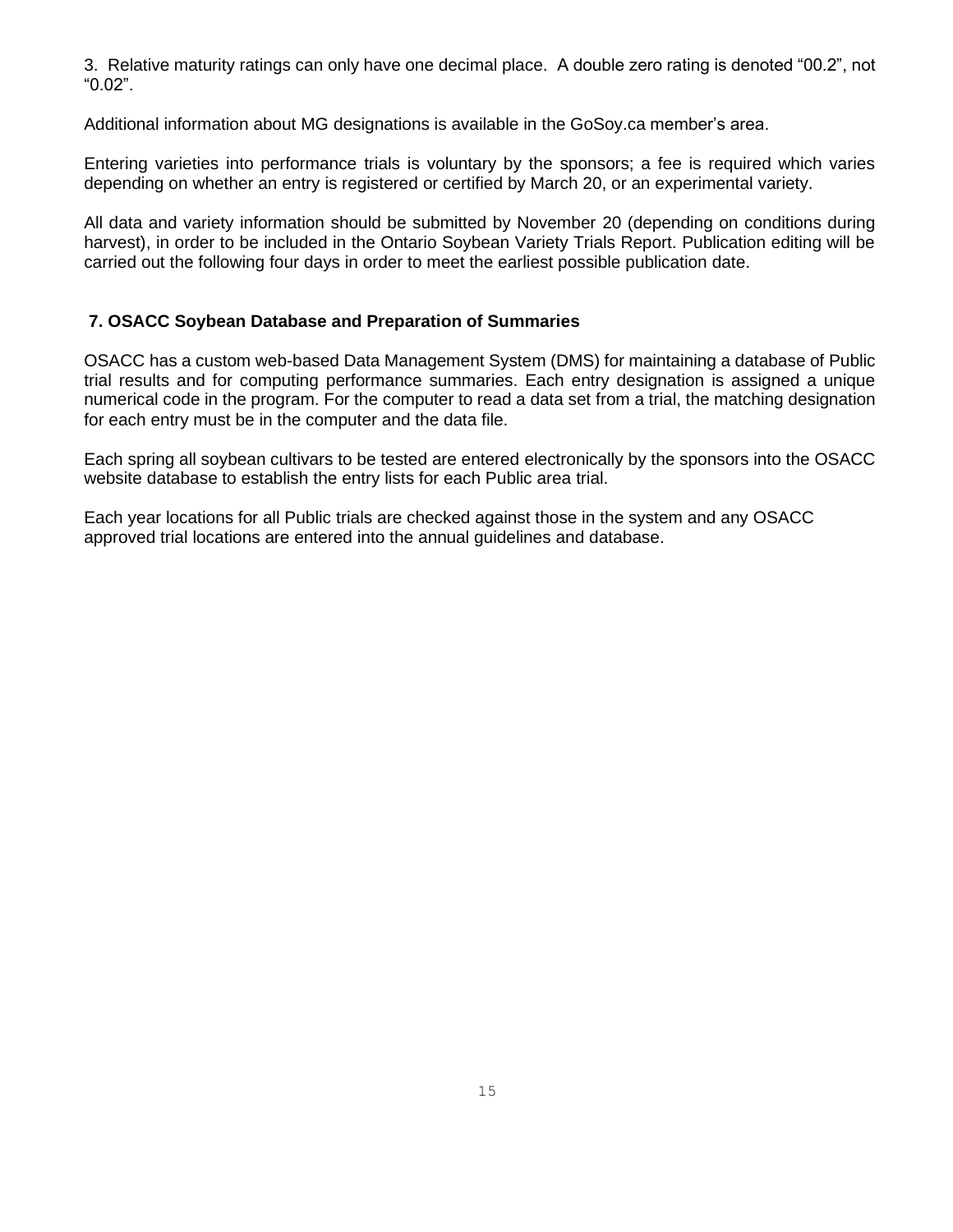3. Relative maturity ratings can only have one decimal place. A double zero rating is denoted “00.2”, not “0.02”.

Additional information about MG designations is available in the GoSoy.ca member’s area.

Entering varieties into performance trials is voluntary by the sponsors; a fee is required which varies depending on whether an entry is registered or certified by March 20, or an experimental variety.

All data and variety information should be submitted by November 20 (depending on conditions during harvest), in order to be included in the Ontario Soybean Variety Trials Report. Publication editing will be carried out the following four days in order to meet the earliest possible publication date.

## 7. OSACC Soybean Database and Preparation of Summaries

OSACC has a custom web-based Data Management System (DMS) for maintaining a database of Public trial results and for computing performance summaries. Each entry designation is assigned a unique numerical code in the program. For the computer to read a data set from a trial, the matching designation for each entry must be in the computer and the data file.

Each spring all soybean cultivars to be tested are entered electronically by the sponsors into the OSACC website database to establish the entry lists for each Public area trial.

Each year locations for all Public trials are checked against those in the system and any OSACC approved trial locations are entered into the annual guidelines and database.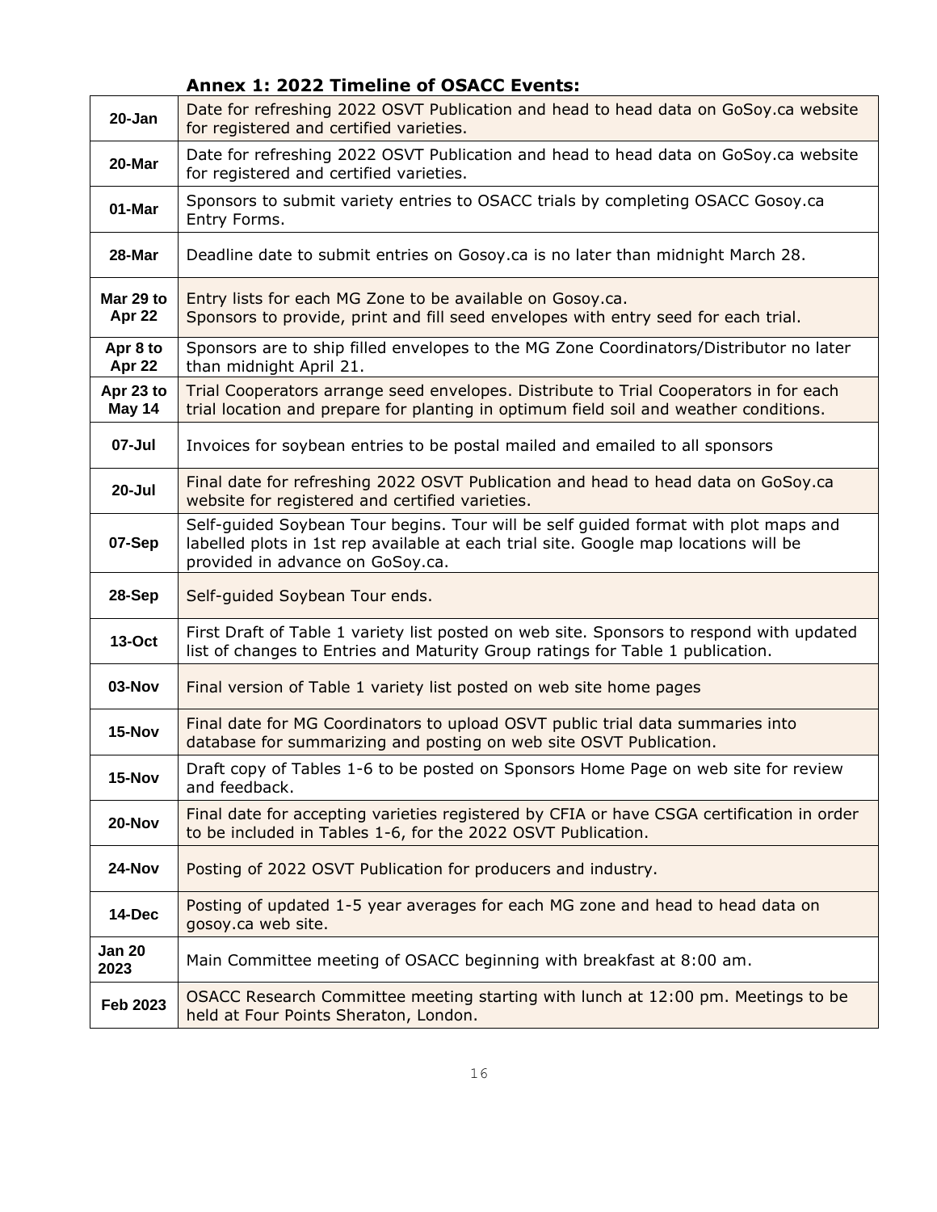### Annex 1: 2022 Timeline of OSACC Events:

| | |
|---|---|
| **20-Jan** | Date for refreshing 2022 OSVT Publication and head to head data on GoSoy.ca website for registered and certified varieties. |
| **20-Mar** | Date for refreshing 2022 OSVT Publication and head to head data on GoSoy.ca website for registered and certified varieties. |
| **01-Mar** | Sponsors to submit variety entries to OSACC trials by completing OSACC Gosoy.ca Entry Forms. |
| **28-Mar** | Deadline date to submit entries on Gosoy.ca is no later than midnight March 28. |
| **Mar 29 to Apr 22** | Entry lists for each MG Zone to be available on Gosoy.ca.<br>Sponsors to provide, print and fill seed envelopes with entry seed for each trial. |
| **Apr 8 to Apr 22** | Sponsors are to ship filled envelopes to the MG Zone Coordinators/Distributor no later than midnight April 21. |
| **Apr 23 to May 14** | Trial Cooperators arrange seed envelopes. Distribute to Trial Cooperators in for each trial location and prepare for planting in optimum field soil and weather conditions. |
| **07-Jul** | Invoices for soybean entries to be postal mailed and emailed to all sponsors |
| **20-Jul** | Final date for refreshing 2022 OSVT Publication and head to head data on GoSoy.ca website for registered and certified varieties. |
| **07-Sep** | Self-guided Soybean Tour begins. Tour will be self guided format with plot maps and labelled plots in 1st rep available at each trial site. Google map locations will be provided in advance on GoSoy.ca. |
| **28-Sep** | Self-guided Soybean Tour ends. |
| **13-Oct** | First Draft of Table 1 variety list posted on web site. Sponsors to respond with updated list of changes to Entries and Maturity Group ratings for Table 1 publication. |
| **03-Nov** | Final version of Table 1 variety list posted on web site home pages |
| **15-Nov** | Final date for MG Coordinators to upload OSVT public trial data summaries into database for summarizing and posting on web site OSVT Publication. |
| **15-Nov** | Draft copy of Tables 1-6 to be posted on Sponsors Home Page on web site for review and feedback. |
| **20-Nov** | Final date for accepting varieties registered by CFIA or have CSGA certification in order to be included in Tables 1-6, for the 2022 OSVT Publication. |
| **24-Nov** | Posting of 2022 OSVT Publication for producers and industry. |
| **14-Dec** | Posting of updated 1-5 year averages for each MG zone and head to head data on gosoy.ca web site. |
| **Jan 20 2023** | Main Committee meeting of OSACC beginning with breakfast at 8:00 am. |
| **Feb 2023** | OSACC Research Committee meeting starting with lunch at 12:00 pm. Meetings to be held at Four Points Sheraton, London. |